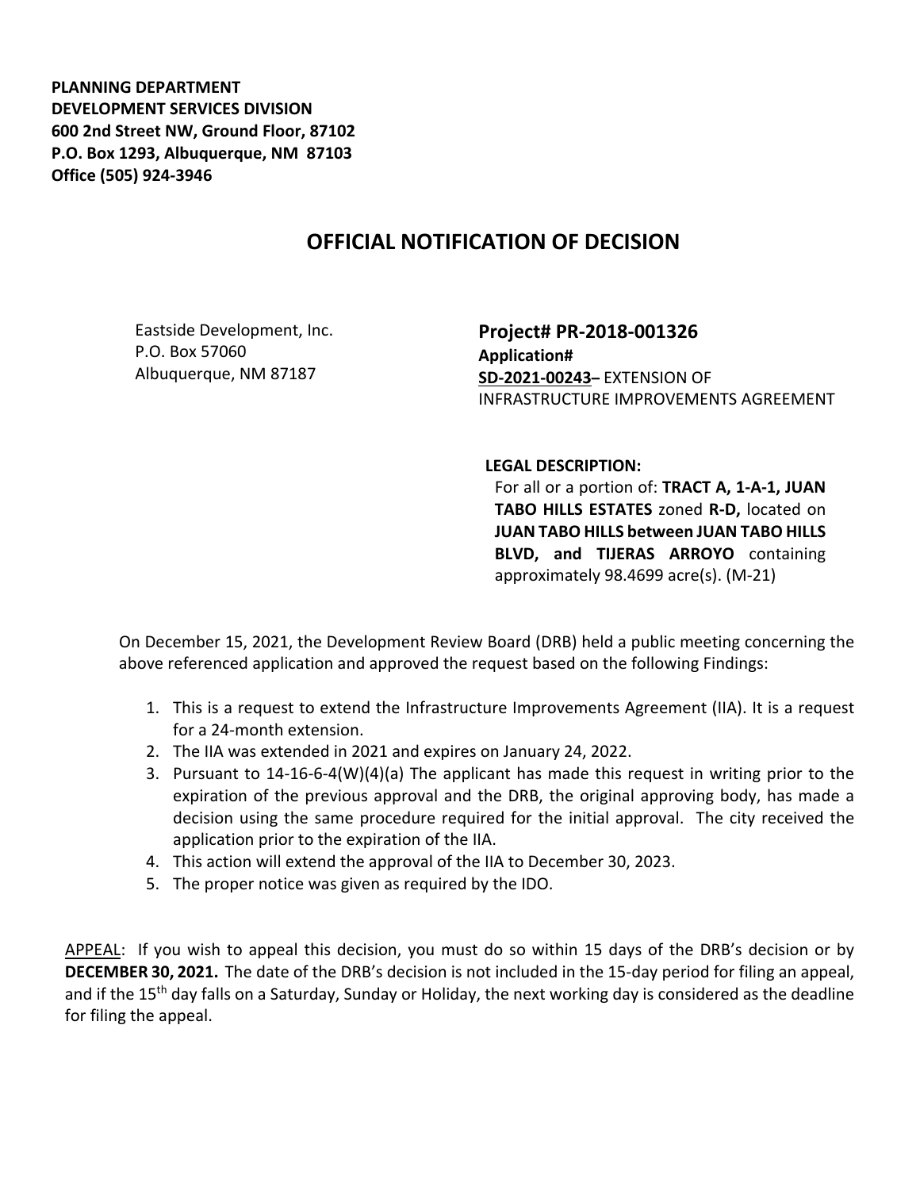**PLANNING DEPARTMENT**
**DEVELOPMENT SERVICES DIVISION**
**600 2nd Street NW, Ground Floor, 87102**
**P.O. Box 1293, Albuquerque, NM 87103**
**Office (505) 924-3946**

# OFFICIAL NOTIFICATION OF DECISION

Eastside Development, Inc.
P.O. Box 57060
Albuquerque, NM 87187

**Project# PR-2018-001326**
**Application#**
**SD-2021-00243–** EXTENSION OF INFRASTRUCTURE IMPROVEMENTS AGREEMENT

**LEGAL DESCRIPTION:**
For all or a portion of: **TRACT A, 1-A-1, JUAN TABO HILLS ESTATES** zoned **R-D,** located on **JUAN TABO HILLS between JUAN TABO HILLS BLVD, and TIJERAS ARROYO** containing approximately 98.4699 acre(s). (M-21)

On December 15, 2021, the Development Review Board (DRB) held a public meeting concerning the above referenced application and approved the request based on the following Findings:

1. This is a request to extend the Infrastructure Improvements Agreement (IIA). It is a request for a 24-month extension.
2. The IIA was extended in 2021 and expires on January 24, 2022.
3. Pursuant to 14-16-6-4(W)(4)(a) The applicant has made this request in writing prior to the expiration of the previous approval and the DRB, the original approving body, has made a decision using the same procedure required for the initial approval. The city received the application prior to the expiration of the IIA.
4. This action will extend the approval of the IIA to December 30, 2023.
5. The proper notice was given as required by the IDO.

APPEAL: If you wish to appeal this decision, you must do so within 15 days of the DRB's decision or by **DECEMBER 30, 2021.** The date of the DRB's decision is not included in the 15-day period for filing an appeal, and if the 15th day falls on a Saturday, Sunday or Holiday, the next working day is considered as the deadline for filing the appeal.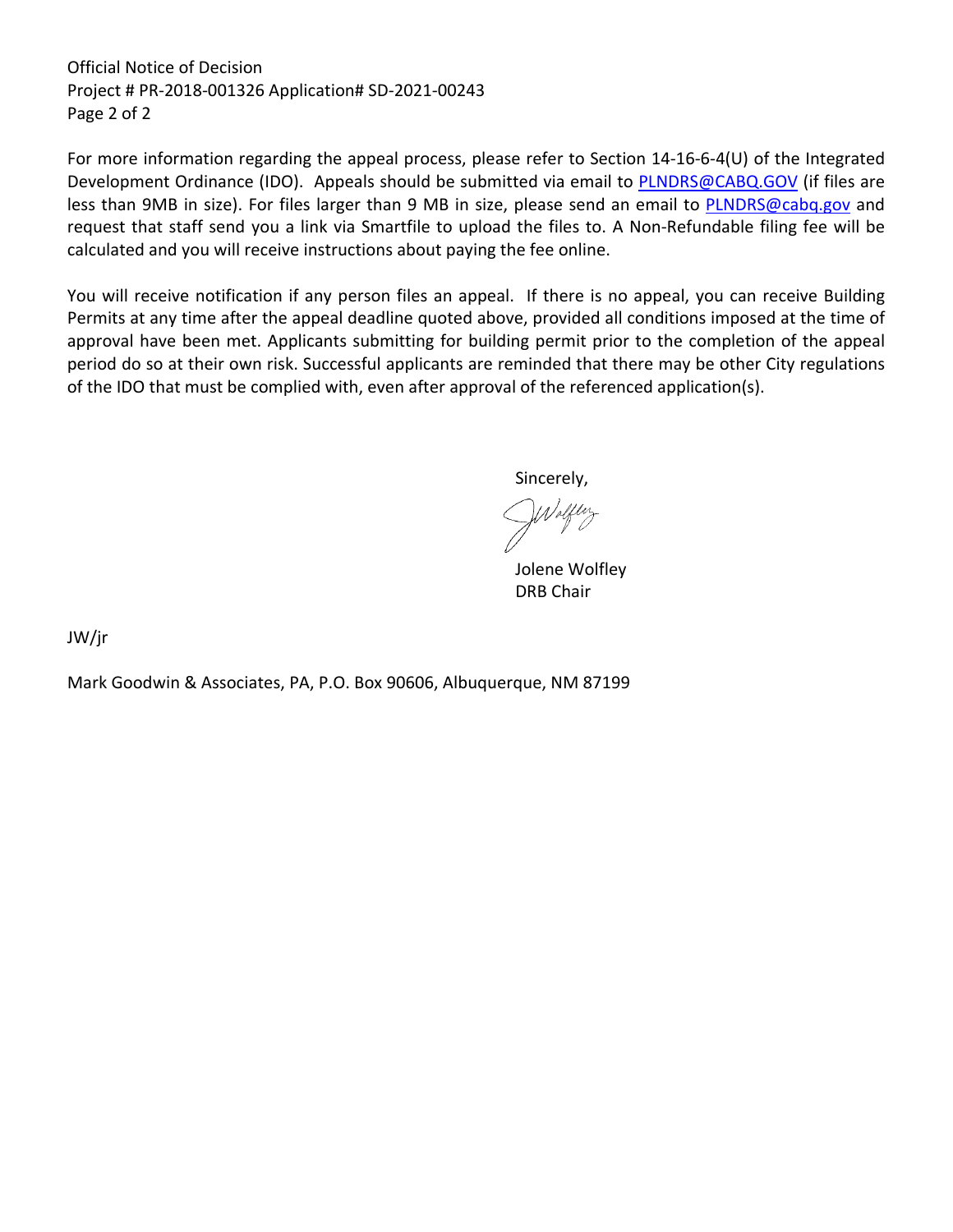For more information regarding the appeal process, please refer to Section 14-16-6-4(U) of the Integrated Development Ordinance (IDO). Appeals should be submitted via email to PLNDRS@CABQ.GOV (if files are less than 9MB in size). For files larger than 9 MB in size, please send an email to PLNDRS@cabq.gov and request that staff send you a link via Smartfile to upload the files to. A Non-Refundable filing fee will be calculated and you will receive instructions about paying the fee online.

You will receive notification if any person files an appeal. If there is no appeal, you can receive Building Permits at any time after the appeal deadline quoted above, provided all conditions imposed at the time of approval have been met. Applicants submitting for building permit prior to the completion of the appeal period do so at their own risk. Successful applicants are reminded that there may be other City regulations of the IDO that must be complied with, even after approval of the referenced application(s).

Sincerely,

Jolene Wolfley
DRB Chair

JW/jr

Mark Goodwin & Associates, PA, P.O. Box 90606, Albuquerque, NM 87199